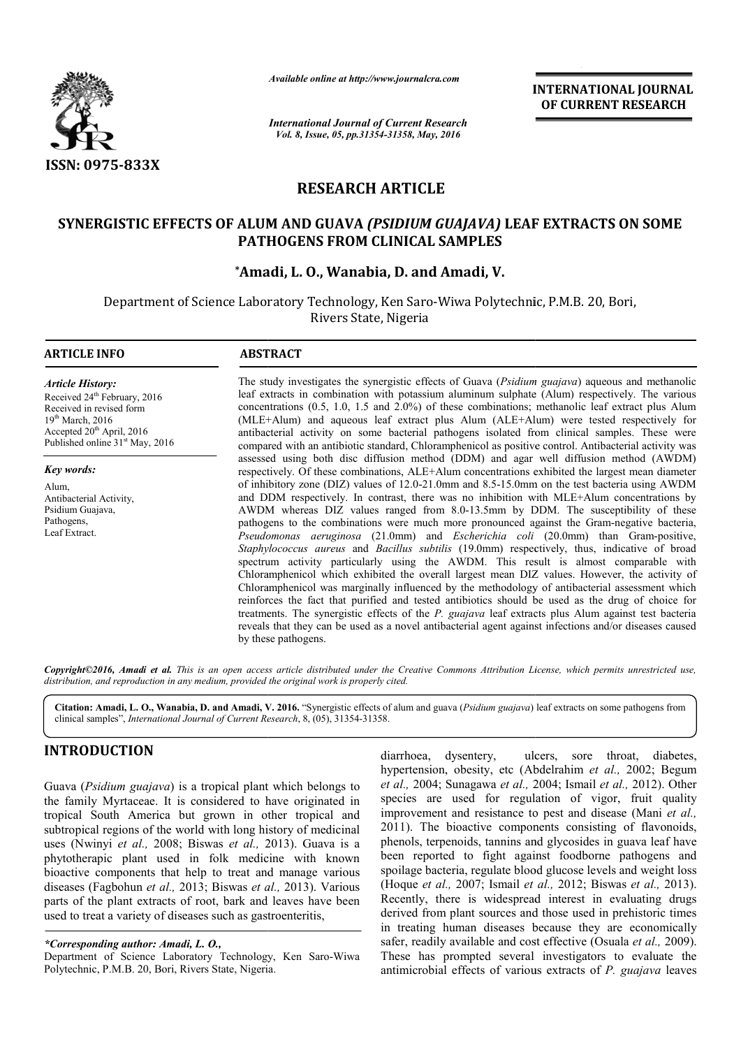*Available online at http://www.journalcra.com*

*International Journal of Current Research*
*Vol. 8, Issue, 05, pp.31354-31358, May, 2016*

**INTERNATIONAL JOURNAL OF CURRENT RESEARCH**

ISSN: 0975-833X

## RESEARCH ARTICLE

# SYNERGISTIC EFFECTS OF ALUM AND GUAVA *(PSIDIUM GUAJAVA)* LEAF EXTRACTS ON SOME PATHOGENS FROM CLINICAL SAMPLES

**\*Amadi, L. O., Wanabia, D. and Amadi, V.**

Department of Science Laboratory Technology, Ken Saro-Wiwa Polytechnic, P.M.B. 20, Bori, Rivers State, Nigeria

**ARTICLE INFO**

*Article History:*

Received 24th February, 2016
Received in revised form
19th March, 2016
Accepted 20th April, 2016
Published online 31st May, 2016

*Key words:*

Alum,
Antibacterial Activity,
Psidium Guajava,
Pathogens,
Leaf Extract.

**ABSTRACT**

The study investigates the synergistic effects of Guava (*Psidium guajava*) aqueous and methanolic leaf extracts in combination with potassium aluminum sulphate (Alum) respectively. The various concentrations (0.5, 1.0, 1.5 and 2.0%) of these combinations; methanolic leaf extract plus Alum (MLE+Alum) and aqueous leaf extract plus Alum (ALE+Alum) were tested respectively for antibacterial activity on some bacterial pathogens isolated from clinical samples. These were compared with an antibiotic standard, Chloramphenicol as positive control. Antibacterial activity was assessed using both disc diffusion method (DDM) and agar well diffusion method (AWDM) respectively. Of these combinations, ALE+Alum concentrations exhibited the largest mean diameter of inhibitory zone (DIZ) values of 12.0-21.0mm and 8.5-15.0mm on the test bacteria using AWDM and DDM respectively. In contrast, there was no inhibition with MLE+Alum concentrations by AWDM whereas DIZ values ranged from 8.0-13.5mm by DDM. The susceptibility of these pathogens to the combinations were much more pronounced against the Gram-negative bacteria, *Pseudomonas aeruginosa* (21.0mm) and *Escherichia coli* (20.0mm) than Gram-positive, *Staphylococcus aureus* and *Bacillus subtilis* (19.0mm) respectively, thus, indicative of broad spectrum activity particularly using the AWDM. This result is almost comparable with Chloramphenicol which exhibited the overall largest mean DIZ values. However, the activity of Chloramphenicol was marginally influenced by the methodology of antibacterial assessment which reinforces the fact that purified and tested antibiotics should be used as the drug of choice for treatments. The synergistic effects of the *P. guajava* leaf extracts plus Alum against test bacteria reveals that they can be used as a novel antibacterial agent against infections and/or diseases caused by these pathogens.

*Copyright©2016, Amadi et al. This is an open access article distributed under the Creative Commons Attribution License, which permits unrestricted use, distribution, and reproduction in any medium, provided the original work is properly cited.*

**Citation: Amadi, L. O., Wanabia, D. and Amadi, V. 2016.** "Synergistic effects of alum and guava (*Psidium guajava*) leaf extracts on some pathogens from clinical samples", *International Journal of Current Research*, 8, (05), 31354-31358.

## INTRODUCTION

Guava (*Psidium guajava*) is a tropical plant which belongs to the family Myrtaceae. It is considered to have originated in tropical South America but grown in other tropical and subtropical regions of the world with long history of medicinal uses (Nwinyi *et al.,* 2008; Biswas *et al.,* 2013). Guava is a phytotherapic plant used in folk medicine with known bioactive components that help to treat and manage various diseases (Fagbohun *et al.,* 2013; Biswas *et al.,* 2013). Various parts of the plant extracts of root, bark and leaves have been used to treat a variety of diseases such as gastroenteritis, diarrhoea, dysentery, ulcers, sore throat, diabetes, hypertension, obesity, etc (Abdelrahim *et al.,* 2002; Begum *et al.,* 2004; Sunagawa *et al.,* 2004; Ismail *et al.,* 2012). Other species are used for regulation of vigor, fruit quality improvement and resistance to pest and disease (Mani *et al.,* 2011). The bioactive components consisting of flavonoids, phenols, terpenoids, tannins and glycosides in guava leaf have been reported to fight against foodborne pathogens and spoilage bacteria, regulate blood glucose levels and weight loss (Hoque *et al.,* 2007; Ismail *et al.,* 2012; Biswas *et al.,* 2013). Recently, there is widespread interest in evaluating drugs derived from plant sources and those used in prehistoric times in treating human diseases because they are economically safer, readily available and cost effective (Osuala *et al.,* 2009). These has prompted several investigators to evaluate the antimicrobial effects of various extracts of *P. guajava* leaves

***Corresponding author: Amadi, L. O.,**
Department of Science Laboratory Technology, Ken Saro-Wiwa Polytechnic, P.M.B. 20, Bori, Rivers State, Nigeria.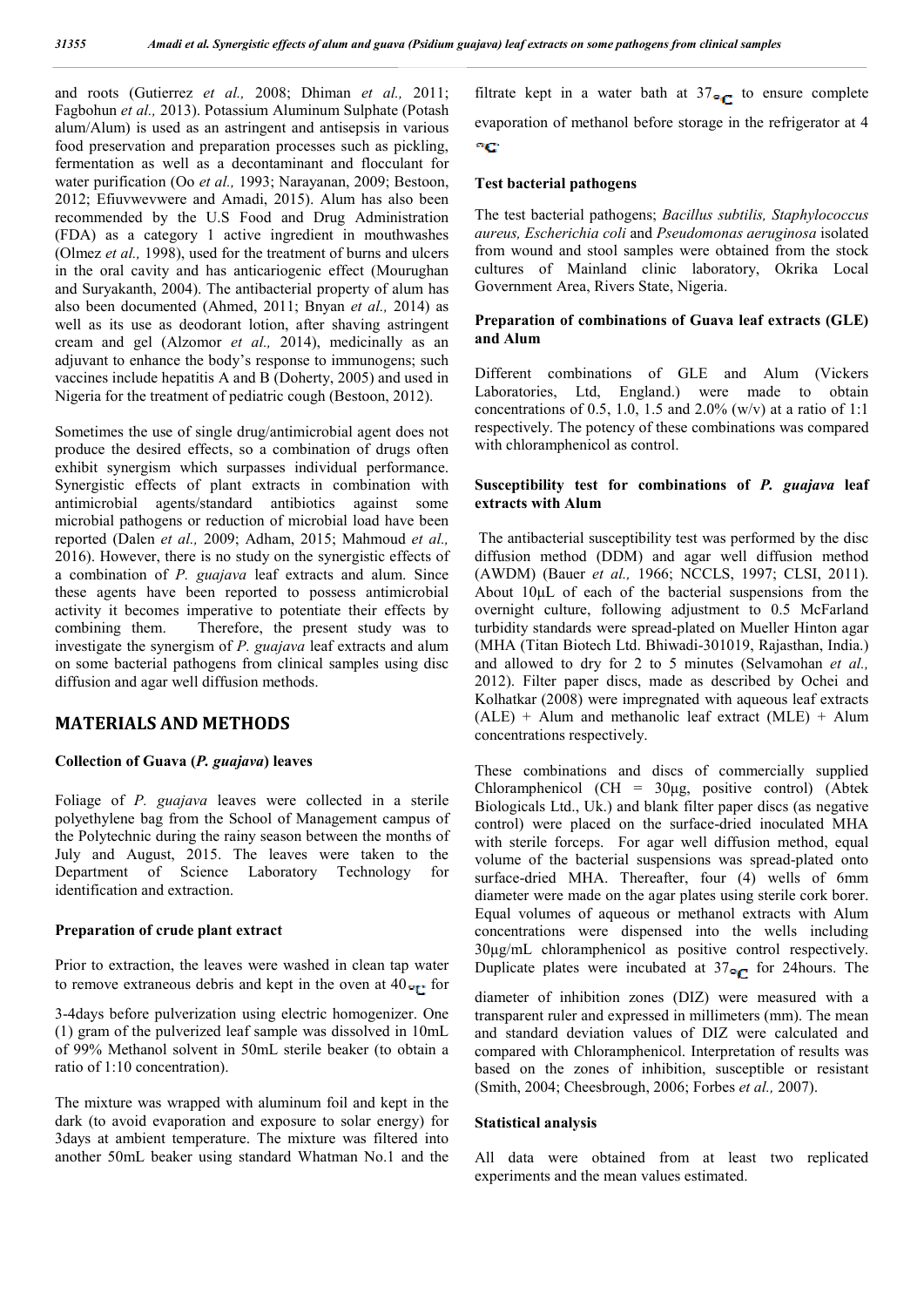and roots (Gutierrez *et al.,* 2008; Dhiman *et al.,* 2011; Fagbohun *et al.,* 2013). Potassium Aluminum Sulphate (Potash alum/Alum) is used as an astringent and antisepsis in various food preservation and preparation processes such as pickling, fermentation as well as a decontaminant and flocculant for water purification (Oo *et al.,* 1993; Narayanan, 2009; Bestoon, 2012; Efiuvwevwere and Amadi, 2015). Alum has also been recommended by the U.S Food and Drug Administration (FDA) as a category 1 active ingredient in mouthwashes (Olmez *et al.,* 1998), used for the treatment of burns and ulcers in the oral cavity and has anticariogenic effect (Mourughan and Suryakanth, 2004). The antibacterial property of alum has also been documented (Ahmed, 2011; Bnyan *et al.,* 2014) as well as its use as deodorant lotion, after shaving astringent cream and gel (Alzomor *et al.,* 2014), medicinally as an adjuvant to enhance the body's response to immunogens; such vaccines include hepatitis A and B (Doherty, 2005) and used in Nigeria for the treatment of pediatric cough (Bestoon, 2012).

Sometimes the use of single drug/antimicrobial agent does not produce the desired effects, so a combination of drugs often exhibit synergism which surpasses individual performance. Synergistic effects of plant extracts in combination with antimicrobial agents/standard antibiotics against some microbial pathogens or reduction of microbial load have been reported (Dalen *et al.,* 2009; Adham, 2015; Mahmoud *et al.,* 2016). However, there is no study on the synergistic effects of a combination of *P. guajava* leaf extracts and alum. Since these agents have been reported to possess antimicrobial activity it becomes imperative to potentiate their effects by combining them. Therefore, the present study was to investigate the synergism of *P. guajava* leaf extracts and alum on some bacterial pathogens from clinical samples using disc diffusion and agar well diffusion methods.

## MATERIALS AND METHODS

### Collection of Guava (*P. guajava*) leaves

Foliage of *P. guajava* leaves were collected in a sterile polyethylene bag from the School of Management campus of the Polytechnic during the rainy season between the months of July and August, 2015. The leaves were taken to the Department of Science Laboratory Technology for identification and extraction.

### Preparation of crude plant extract

Prior to extraction, the leaves were washed in clean tap water to remove extraneous debris and kept in the oven at 40 °C for 3-4days before pulverization using electric homogenizer. One (1) gram of the pulverized leaf sample was dissolved in 10mL of 99% Methanol solvent in 50mL sterile beaker (to obtain a ratio of 1:10 concentration).

The mixture was wrapped with aluminum foil and kept in the dark (to avoid evaporation and exposure to solar energy) for 3days at ambient temperature. The mixture was filtered into another 50mL beaker using standard Whatman No.1 and the filtrate kept in a water bath at 37 °C to ensure complete evaporation of methanol before storage in the refrigerator at 4 °C.

### Test bacterial pathogens

The test bacterial pathogens; *Bacillus subtilis, Staphylococcus aureus, Escherichia coli* and *Pseudomonas aeruginosa* isolated from wound and stool samples were obtained from the stock cultures of Mainland clinic laboratory, Okrika Local Government Area, Rivers State, Nigeria.

### Preparation of combinations of Guava leaf extracts (GLE) and Alum

Different combinations of GLE and Alum (Vickers Laboratories, Ltd, England.) were made to obtain concentrations of 0.5, 1.0, 1.5 and 2.0% (w/v) at a ratio of 1:1 respectively. The potency of these combinations was compared with chloramphenicol as control.

### Susceptibility test for combinations of *P. guajava* leaf extracts with Alum

The antibacterial susceptibility test was performed by the disc diffusion method (DDM) and agar well diffusion method (AWDM) (Bauer *et al.,* 1966; NCCLS, 1997; CLSI, 2011). About 10μL of each of the bacterial suspensions from the overnight culture, following adjustment to 0.5 McFarland turbidity standards were spread-plated on Mueller Hinton agar (MHA (Titan Biotech Ltd. Bhiwadi-301019, Rajasthan, India.) and allowed to dry for 2 to 5 minutes (Selvamohan *et al.,* 2012). Filter paper discs, made as described by Ochei and Kolhatkar (2008) were impregnated with aqueous leaf extracts (ALE) + Alum and methanolic leaf extract (MLE) + Alum concentrations respectively.

These combinations and discs of commercially supplied Chloramphenicol (CH = 30μg, positive control) (Abtek Biologicals Ltd., Uk.) and blank filter paper discs (as negative control) were placed on the surface-dried inoculated MHA with sterile forceps. For agar well diffusion method, equal volume of the bacterial suspensions was spread-plated onto surface-dried MHA. Thereafter, four (4) wells of 6mm diameter were made on the agar plates using sterile cork borer. Equal volumes of aqueous or methanol extracts with Alum concentrations were dispensed into the wells including 30μg/mL chloramphenicol as positive control respectively. Duplicate plates were incubated at 37 °C for 24hours. The diameter of inhibition zones (DIZ) were measured with a transparent ruler and expressed in millimeters (mm). The mean and standard deviation values of DIZ were calculated and compared with Chloramphenicol. Interpretation of results was based on the zones of inhibition, susceptible or resistant (Smith, 2004; Cheesbrough, 2006; Forbes *et al.,* 2007).

### Statistical analysis

All data were obtained from at least two replicated experiments and the mean values estimated.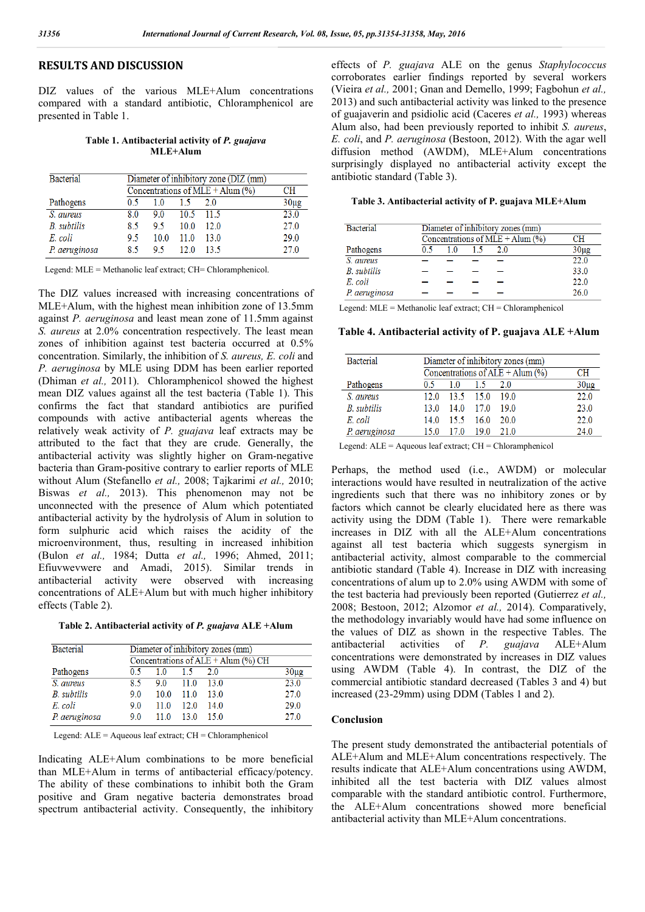## RESULTS AND DISCUSSION

DIZ values of the various MLE+Alum concentrations compared with a standard antibiotic, Chloramphenicol are presented in Table 1.

**Table 1. Antibacterial activity of *P. guajava* MLE+Alum**

| Bacterial | Diameter of inhibitory zone (DIZ (mm) | | | | |
|---|---|---|---|---|---|
| | Concentrations of MLE + Alum (%) | | | | CH |
| Pathogens | 0.5 | 1.0 | 1.5 | 2.0 | 30µg |
| *S. aureus* | 8.0 | 9.0 | 10.5 | 11.5 | 23.0 |
| *B. subtilis* | 8.5 | 9.5 | 10.0 | 12.0 | 27.0 |
| *E. coli* | 9.5 | 10.0 | 11.0 | 13.0 | 29.0 |
| *P. aeruginosa* | 8.5 | 9.5 | 12.0 | 13.5 | 27.0 |

Legend: MLE = Methanolic leaf extract; CH= Chloramphenicol.

The DIZ values increased with increasing concentrations of MLE+Alum, with the highest mean inhibition zone of 13.5mm against *P. aeruginosa* and least mean zone of 11.5mm against *S. aureus* at 2.0% concentration respectively. The least mean zones of inhibition against test bacteria occurred at 0.5% concentration. Similarly, the inhibition of *S. aureus, E. coli* and *P. aeruginosa* by MLE using DDM has been earlier reported (Dhiman *et al.,* 2011). Chloramphenicol showed the highest mean DIZ values against all the test bacteria (Table 1). This confirms the fact that standard antibiotics are purified compounds with active antibacterial agents whereas the relatively weak activity of *P. guajava* leaf extracts may be attributed to the fact that they are crude. Generally, the antibacterial activity was slightly higher on Gram-negative bacteria than Gram-positive contrary to earlier reports of MLE without Alum (Stefanello *et al.,* 2008; Tajkarimi *et al.,* 2010; Biswas *et al.,* 2013). This phenomenon may not be unconnected with the presence of Alum which potentiated antibacterial activity by the hydrolysis of Alum in solution to form sulphuric acid which raises the acidity of the microenvironment, thus, resulting in increased inhibition (Bulon *et al.,* 1984; Dutta *et al.,* 1996; Ahmed, 2011; Efiuvwevwere and Amadi, 2015). Similar trends in antibacterial activity were observed with increasing concentrations of ALE+Alum but with much higher inhibitory effects (Table 2).

**Table 2. Antibacterial activity of *P. guajava* ALE +Alum**

| Bacterial | Diameter of inhibitory zones (mm) | | | | |
|---|---|---|---|---|---|
| | Concentrations of ALE + Alum (%) CH | | | | |
| Pathogens | 0.5 | 1.0 | 1.5 | 2.0 | 30µg |
| *S. aureus* | 8.5 | 9.0 | 11.0 | 13.0 | 23.0 |
| *B. subtilis* | 9.0 | 10.0 | 11.0 | 13.0 | 27.0 |
| *E. coli* | 9.0 | 11.0 | 12.0 | 14.0 | 29.0 |
| *P. aeruginosa* | 9.0 | 11.0 | 13.0 | 15.0 | 27.0 |

Legend: ALE = Aqueous leaf extract; CH = Chloramphenicol

Indicating ALE+Alum combinations to be more beneficial than MLE+Alum in terms of antibacterial efficacy/potency. The ability of these combinations to inhibit both the Gram positive and Gram negative bacteria demonstrates broad spectrum antibacterial activity. Consequently, the inhibitory effects of *P. guajava* ALE on the genus *Staphylococcus* corroborates earlier findings reported by several workers (Vieira *et al.,* 2001; Gnan and Demello, 1999; Fagbohun *et al.,* 2013) and such antibacterial activity was linked to the presence of guajaverin and psidiolic acid (Caceres *et al.,* 1993) whereas Alum also, had been previously reported to inhibit *S. aureus*, *E. coli*, and *P. aeruginosa* (Bestoon, 2012). With the agar well diffusion method (AWDM), MLE+Alum concentrations surprisingly displayed no antibacterial activity except the antibiotic standard (Table 3).

**Table 3. Antibacterial activity of P. guajava MLE+Alum**

| Bacterial | Diameter of inhibitory zones (mm) | | | | |
|---|---|---|---|---|---|
| | Concentrations of MLE + Alum (%) | | | | CH |
| Pathogens | 0.5 | 1.0 | 1.5 | 2.0 | 30µg |
| *S. aureus* | – | – | – | – | 22.0 |
| *B. subtilis* | – | – | – | – | 33.0 |
| *E. coli* | – | – | – | – | 22.0 |
| *P. aeruginosa* | – | – | – | – | 26.0 |

Legend: MLE = Methanolic leaf extract; CH = Chloramphenicol

**Table 4. Antibacterial activity of P. guajava ALE +Alum**

| Bacterial | Diameter of inhibitory zones (mm) | | | | |
|---|---|---|---|---|---|
| | Concentrations of ALE + Alum (%) | | | | CH |
| Pathogens | 0.5 | 1.0 | 1.5 | 2.0 | 30µg |
| *S. aureus* | 12.0 | 13.5 | 15.0 | 19.0 | 22.0 |
| *B. subtilis* | 13.0 | 14.0 | 17.0 | 19.0 | 23.0 |
| *E. coli* | 14.0 | 15.5 | 16.0 | 20.0 | 22.0 |
| *P. aeruginosa* | 15.0 | 17.0 | 19.0 | 21.0 | 24.0 |

Legend: ALE = Aqueous leaf extract; CH = Chloramphenicol

Perhaps, the method used (i.e., AWDM) or molecular interactions would have resulted in neutralization of the active ingredients such that there was no inhibitory zones or by factors which cannot be clearly elucidated here as there was activity using the DDM (Table 1). There were remarkable increases in DIZ with all the ALE+Alum concentrations against all test bacteria which suggests synergism in antibacterial activity, almost comparable to the commercial antibiotic standard (Table 4). Increase in DIZ with increasing concentrations of alum up to 2.0% using AWDM with some of the test bacteria had previously been reported (Gutierrez *et al.,* 2008; Bestoon, 2012; Alzomor *et al.,* 2014). Comparatively, the methodology invariably would have had some influence on the values of DIZ as shown in the respective Tables. The antibacterial activities of *P. guajava* ALE+Alum concentrations were demonstrated by increases in DIZ values using AWDM (Table 4). In contrast, the DIZ of the commercial antibiotic standard decreased (Tables 3 and 4) but increased (23-29mm) using DDM (Tables 1 and 2).

## Conclusion

The present study demonstrated the antibacterial potentials of ALE+Alum and MLE+Alum concentrations respectively. The results indicate that ALE+Alum concentrations using AWDM, inhibited all the test bacteria with DIZ values almost comparable with the standard antibiotic control. Furthermore, the ALE+Alum concentrations showed more beneficial antibacterial activity than MLE+Alum concentrations.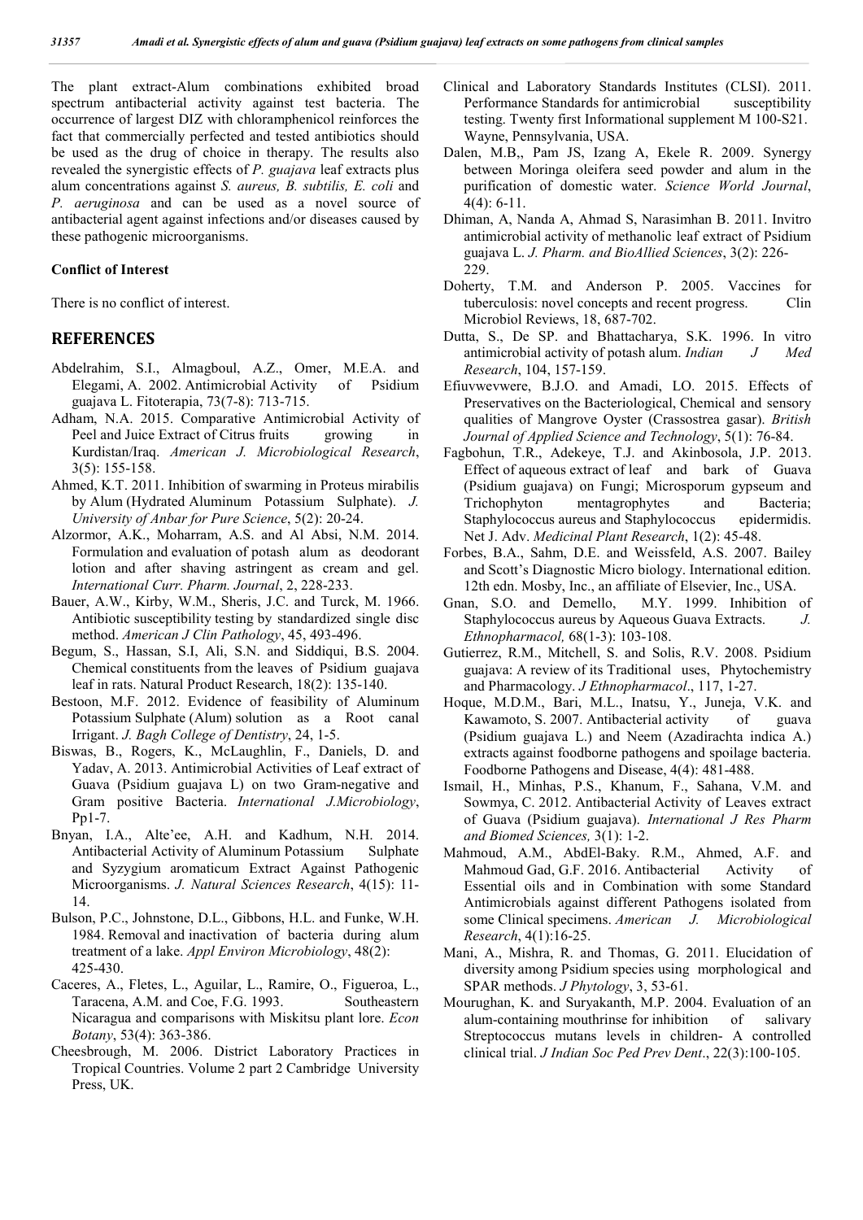The plant extract-Alum combinations exhibited broad spectrum antibacterial activity against test bacteria. The occurrence of largest DIZ with chloramphenicol reinforces the fact that commercially perfected and tested antibiotics should be used as the drug of choice in therapy. The results also revealed the synergistic effects of *P. guajava* leaf extracts plus alum concentrations against *S. aureus, B. subtilis, E. coli* and *P. aeruginosa* and can be used as a novel source of antibacterial agent against infections and/or diseases caused by these pathogenic microorganisms.

**Conflict of Interest**

There is no conflict of interest.

## REFERENCES

Abdelrahim, S.I., Almagboul, A.Z., Omer, M.E.A. and Elegami, A. 2002. Antimicrobial Activity of Psidium guajava L. Fitoterapia, 73(7-8): 713-715.

Adham, N.A. 2015. Comparative Antimicrobial Activity of Peel and Juice Extract of Citrus fruits growing in Kurdistan/Iraq. *American J. Microbiological Research*, 3(5): 155-158.

Ahmed, K.T. 2011. Inhibition of swarming in Proteus mirabilis by Alum (Hydrated Aluminum Potassium Sulphate). *J. University of Anbar for Pure Science*, 5(2): 20-24.

Alzormor, A.K., Moharram, A.S. and Al Absi, N.M. 2014. Formulation and evaluation of potash alum as deodorant lotion and after shaving astringent as cream and gel. *International Curr. Pharm. Journal*, 2, 228-233.

Bauer, A.W., Kirby, W.M., Sheris, J.C. and Turck, M. 1966. Antibiotic susceptibility testing by standardized single disc method. *American J Clin Pathology*, 45, 493-496.

Begum, S., Hassan, S.I, Ali, S.N. and Siddiqui, B.S. 2004. Chemical constituents from the leaves of Psidium guajava leaf in rats. Natural Product Research, 18(2): 135-140.

Bestoon, M.F. 2012. Evidence of feasibility of Aluminum Potassium Sulphate (Alum) solution as a Root canal Irrigant. *J. Bagh College of Dentistry*, 24, 1-5.

Biswas, B., Rogers, K., McLaughlin, F., Daniels, D. and Yadav, A. 2013. Antimicrobial Activities of Leaf extract of Guava (Psidium guajava L) on two Gram-negative and Gram positive Bacteria. *International J.Microbiology*, Pp1-7.

Bnyan, I.A., Alte'ee, A.H. and Kadhum, N.H. 2014. Antibacterial Activity of Aluminum Potassium Sulphate and Syzygium aromaticum Extract Against Pathogenic Microorganisms. *J. Natural Sciences Research*, 4(15): 11-14.

Bulson, P.C., Johnstone, D.L., Gibbons, H.L. and Funke, W.H. 1984. Removal and inactivation of bacteria during alum treatment of a lake. *Appl Environ Microbiology*, 48(2): 425-430.

Caceres, A., Fletes, L., Aguilar, L., Ramire, O., Figueroa, L., Taracena, A.M. and Coe, F.G. 1993. Southeastern Nicaragua and comparisons with Miskitsu plant lore. *Econ Botany*, 53(4): 363-386.

Cheesbrough, M. 2006. District Laboratory Practices in Tropical Countries. Volume 2 part 2 Cambridge University Press, UK.

Clinical and Laboratory Standards Institutes (CLSI). 2011. Performance Standards for antimicrobial susceptibility testing. Twenty first Informational supplement M 100-S21. Wayne, Pennsylvania, USA.

Dalen, M.B,, Pam JS, Izang A, Ekele R. 2009. Synergy between Moringa oleifera seed powder and alum in the purification of domestic water. *Science World Journal*, 4(4): 6-11.

Dhiman, A, Nanda A, Ahmad S, Narasimhan B. 2011. Invitro antimicrobial activity of methanolic leaf extract of Psidium guajava L. *J. Pharm. and BioAllied Sciences*, 3(2): 226-229.

Doherty, T.M. and Anderson P. 2005. Vaccines for tuberculosis: novel concepts and recent progress. Clin Microbiol Reviews, 18, 687-702.

Dutta, S., De SP. and Bhattacharya, S.K. 1996. In vitro antimicrobial activity of potash alum. *Indian J Med Research*, 104, 157-159.

Efiuvwevwere, B.J.O. and Amadi, LO. 2015. Effects of Preservatives on the Bacteriological, Chemical and sensory qualities of Mangrove Oyster (Crassostrea gasar). *British Journal of Applied Science and Technology*, 5(1): 76-84.

Fagbohun, T.R., Adekeye, T.J. and Akinbosola, J.P. 2013. Effect of aqueous extract of leaf and bark of Guava (Psidium guajava) on Fungi; Microsporum gypseum and Trichophyton mentagrophytes and Bacteria; Staphylococcus aureus and Staphylococcus epidermidis. Net J. Adv. *Medicinal Plant Research*, 1(2): 45-48.

Forbes, B.A., Sahm, D.E. and Weissfeld, A.S. 2007. Bailey and Scott's Diagnostic Micro biology. International edition. 12th edn. Mosby, Inc., an affiliate of Elsevier, Inc., USA.

Gnan, S.O. and Demello, M.Y. 1999. Inhibition of Staphylococcus aureus by Aqueous Guava Extracts. *J. Ethnopharmacol,* 68(1-3): 103-108.

Gutierrez, R.M., Mitchell, S. and Solis, R.V. 2008. Psidium guajava: A review of its Traditional uses, Phytochemistry and Pharmacology. *J Ethnopharmacol*., 117, 1-27.

Hoque, M.D.M., Bari, M.L., Inatsu, Y., Juneja, V.K. and Kawamoto, S. 2007. Antibacterial activity of guava (Psidium guajava L.) and Neem (Azadirachta indica A.) extracts against foodborne pathogens and spoilage bacteria. Foodborne Pathogens and Disease, 4(4): 481-488.

Ismail, H., Minhas, P.S., Khanum, F., Sahana, V.M. and Sowmya, C. 2012. Antibacterial Activity of Leaves extract of Guava (Psidium guajava). *International J Res Pharm and Biomed Sciences,* 3(1): 1-2.

Mahmoud, A.M., AbdEl-Baky. R.M., Ahmed, A.F. and Mahmoud Gad, G.F. 2016. Antibacterial Activity of Essential oils and in Combination with some Standard Antimicrobials against different Pathogens isolated from some Clinical specimens. *American J. Microbiological Research*, 4(1):16-25.

Mani, A., Mishra, R. and Thomas, G. 2011. Elucidation of diversity among Psidium species using morphological and SPAR methods. *J Phytology*, 3, 53-61.

Mourughan, K. and Suryakanth, M.P. 2004. Evaluation of an alum-containing mouthrinse for inhibition of salivary Streptococcus mutans levels in children- A controlled clinical trial. *J Indian Soc Ped Prev Dent*., 22(3):100-105.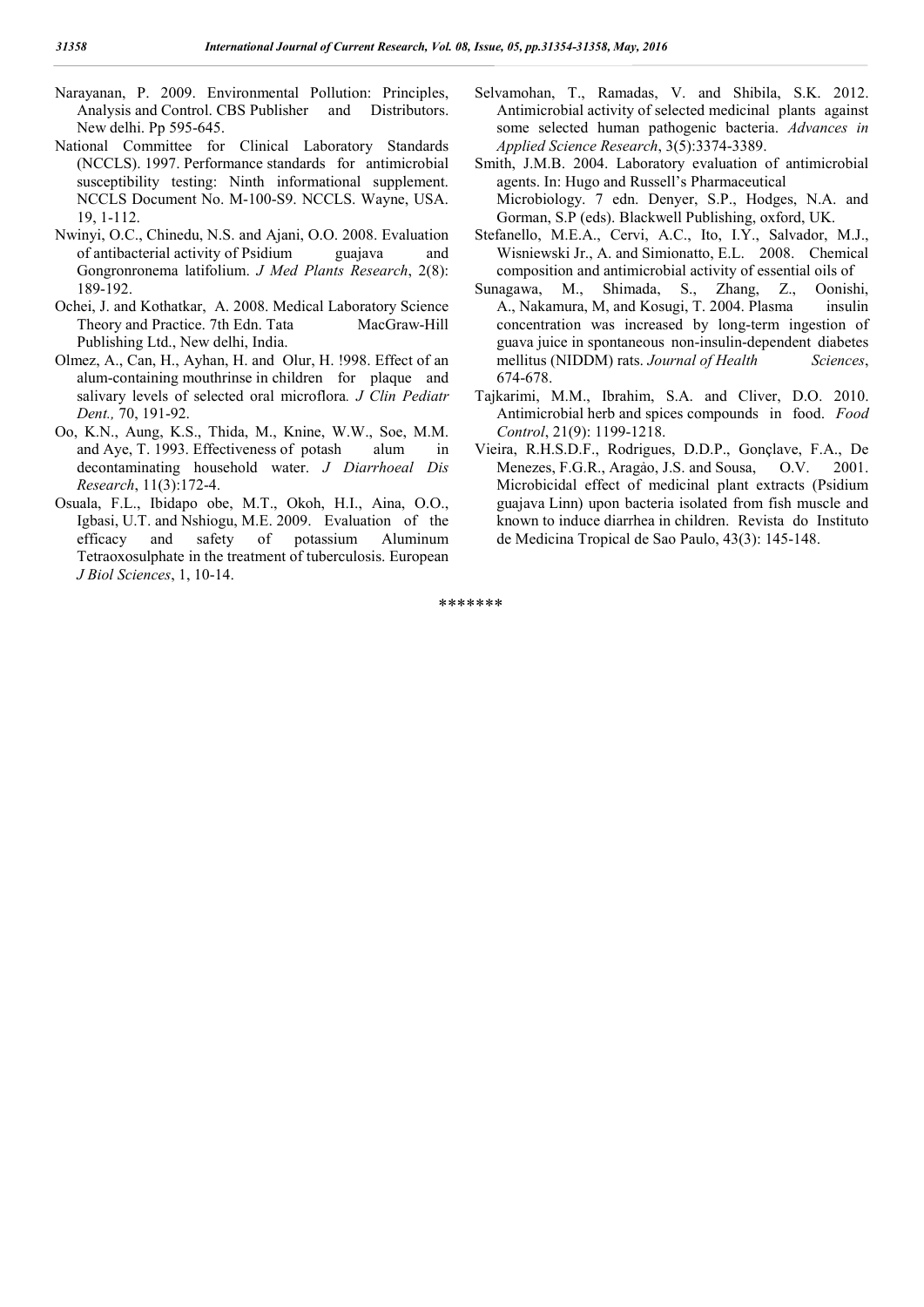Narayanan, P. 2009. Environmental Pollution: Principles, Analysis and Control. CBS Publisher and Distributors. New delhi. Pp 595-645.

National Committee for Clinical Laboratory Standards (NCCLS). 1997. Performance standards for antimicrobial susceptibility testing: Ninth informational supplement. NCCLS Document No. M-100-S9. NCCLS. Wayne, USA. 19, 1-112.

Nwinyi, O.C., Chinedu, N.S. and Ajani, O.O. 2008. Evaluation of antibacterial activity of Psidium guajava and Gongronronema latifolium. *J Med Plants Research*, 2(8): 189-192.

Ochei, J. and Kothatkar, A. 2008. Medical Laboratory Science Theory and Practice. 7th Edn. Tata MacGraw-Hill Publishing Ltd., New delhi, India.

Olmez, A., Can, H., Ayhan, H. and Olur, H. !998. Effect of an alum-containing mouthrinse in children for plaque and salivary levels of selected oral microflora. *J Clin Pediatr Dent.,* 70, 191-92.

Oo, K.N., Aung, K.S., Thida, M., Knine, W.W., Soe, M.M. and Aye, T. 1993. Effectiveness of potash alum in decontaminating household water. *J Diarrhoeal Dis Research*, 11(3):172-4.

Osuala, F.L., Ibidapo obe, M.T., Okoh, H.I., Aina, O.O., Igbasi, U.T. and Nshiogu, M.E. 2009. Evaluation of the efficacy and safety of potassium Aluminum Tetraoxosulphate in the treatment of tuberculosis. European *J Biol Sciences*, 1, 10-14.

Selvamohan, T., Ramadas, V. and Shibila, S.K. 2012. Antimicrobial activity of selected medicinal plants against some selected human pathogenic bacteria. *Advances in Applied Science Research*, 3(5):3374-3389.

Smith, J.M.B. 2004. Laboratory evaluation of antimicrobial agents. In: Hugo and Russell's Pharmaceutical Microbiology. 7 edn. Denyer, S.P., Hodges, N.A. and Gorman, S.P (eds). Blackwell Publishing, oxford, UK.

Stefanello, M.E.A., Cervi, A.C., Ito, I.Y., Salvador, M.J., Wisniewski Jr., A. and Simionatto, E.L. 2008. Chemical composition and antimicrobial activity of essential oils of

Sunagawa, M., Shimada, S., Zhang, Z., Oonishi, A., Nakamura, M, and Kosugi, T. 2004. Plasma insulin concentration was increased by long-term ingestion of guava juice in spontaneous non-insulin-dependent diabetes mellitus (NIDDM) rats. *Journal of Health Sciences*, 674-678.

Tajkarimi, M.M., Ibrahim, S.A. and Cliver, D.O. 2010. Antimicrobial herb and spices compounds in food. *Food Control*, 21(9): 1199-1218.

Vieira, R.H.S.D.F., Rodrigues, D.D.P., Gonçlave, F.A., De Menezes, F.G.R., Aragào, J.S. and Sousa, O.V. 2001. Microbicidal effect of medicinal plant extracts (Psidium guajava Linn) upon bacteria isolated from fish muscle and known to induce diarrhea in children. Revista do Instituto de Medicina Tropical de Sao Paulo, 43(3): 145-148.

*******